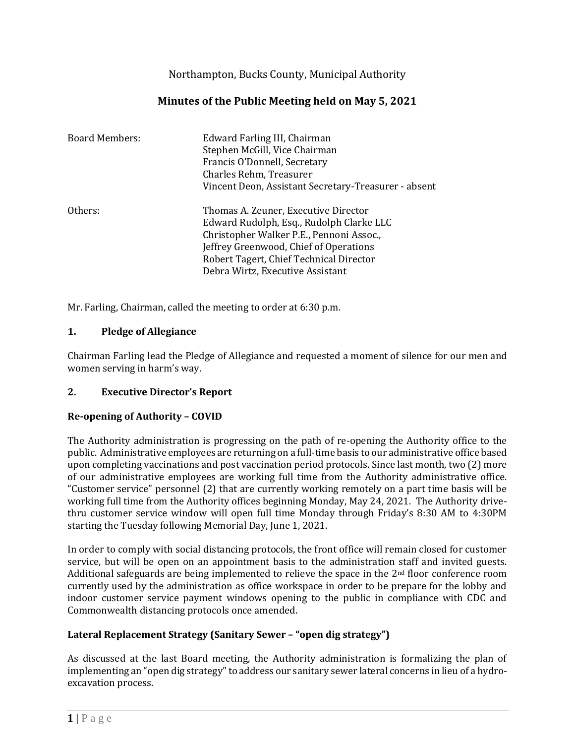Northampton, Bucks County, Municipal Authority

# Minutes of the Public Meeting held on May 5, 2021

| | |
|---|---|
| Board Members: | Edward Farling III, Chairman<br>Stephen McGill, Vice Chairman<br>Francis O'Donnell, Secretary<br>Charles Rehm, Treasurer<br>Vincent Deon, Assistant Secretary-Treasurer - absent |
| Others: | Thomas A. Zeuner, Executive Director<br>Edward Rudolph, Esq., Rudolph Clarke LLC<br>Christopher Walker P.E., Pennoni Assoc.,<br>Jeffrey Greenwood, Chief of Operations<br>Robert Tagert, Chief Technical Director<br>Debra Wirtz, Executive Assistant |

Mr. Farling, Chairman, called the meeting to order at 6:30 p.m.

## 1. Pledge of Allegiance

Chairman Farling lead the Pledge of Allegiance and requested a moment of silence for our men and women serving in harm's way.

## 2. Executive Director's Report

### Re-opening of Authority – COVID

The Authority administration is progressing on the path of re-opening the Authority office to the public. Administrative employees are returning on a full-time basis to our administrative office based upon completing vaccinations and post vaccination period protocols. Since last month, two (2) more of our administrative employees are working full time from the Authority administrative office. "Customer service" personnel (2) that are currently working remotely on a part time basis will be working full time from the Authority offices beginning Monday, May 24, 2021. The Authority drive-thru customer service window will open full time Monday through Friday's 8:30 AM to 4:30PM starting the Tuesday following Memorial Day, June 1, 2021.

In order to comply with social distancing protocols, the front office will remain closed for customer service, but will be open on an appointment basis to the administration staff and invited guests. Additional safeguards are being implemented to relieve the space in the 2nd floor conference room currently used by the administration as office workspace in order to be prepare for the lobby and indoor customer service payment windows opening to the public in compliance with CDC and Commonwealth distancing protocols once amended.

### Lateral Replacement Strategy (Sanitary Sewer – "open dig strategy")

As discussed at the last Board meeting, the Authority administration is formalizing the plan of implementing an "open dig strategy" to address our sanitary sewer lateral concerns in lieu of a hydro-excavation process.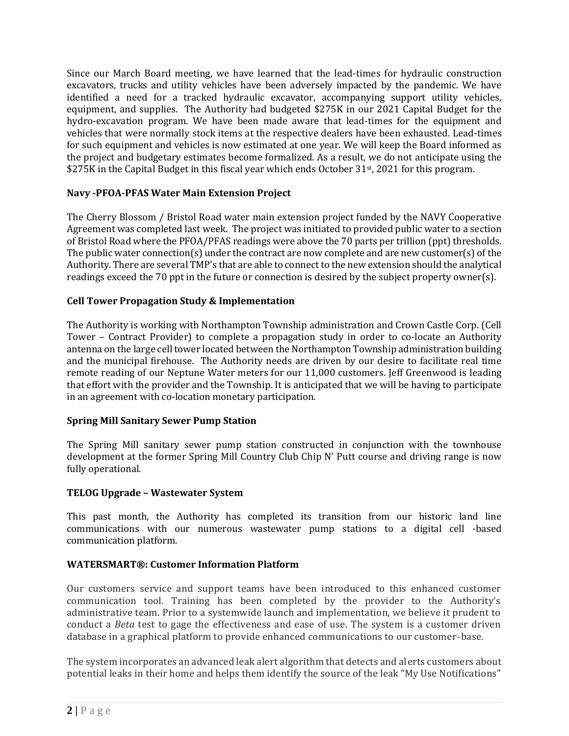Since our March Board meeting, we have learned that the lead-times for hydraulic construction excavators, trucks and utility vehicles have been adversely impacted by the pandemic. We have identified a need for a tracked hydraulic excavator, accompanying support utility vehicles, equipment, and supplies. The Authority had budgeted $275K in our 2021 Capital Budget for the hydro-excavation program. We have been made aware that lead-times for the equipment and vehicles that were normally stock items at the respective dealers have been exhausted. Lead-times for such equipment and vehicles is now estimated at one year. We will keep the Board informed as the project and budgetary estimates become formalized. As a result, we do not anticipate using the $275K in the Capital Budget in this fiscal year which ends October 31st, 2021 for this program.

**Navy -PFOA-PFAS Water Main Extension Project**

The Cherry Blossom / Bristol Road water main extension project funded by the NAVY Cooperative Agreement was completed last week. The project was initiated to provided public water to a section of Bristol Road where the PFOA/PFAS readings were above the 70 parts per trillion (ppt) thresholds. The public water connection(s) under the contract are now complete and are new customer(s) of the Authority. There are several TMP's that are able to connect to the new extension should the analytical readings exceed the 70 ppt in the future or connection is desired by the subject property owner(s).

**Cell Tower Propagation Study & Implementation**

The Authority is working with Northampton Township administration and Crown Castle Corp. (Cell Tower – Contract Provider) to complete a propagation study in order to co-locate an Authority antenna on the large cell tower located between the Northampton Township administration building and the municipal firehouse. The Authority needs are driven by our desire to facilitate real time remote reading of our Neptune Water meters for our 11,000 customers. Jeff Greenwood is leading that effort with the provider and the Township. It is anticipated that we will be having to participate in an agreement with co-location monetary participation.

**Spring Mill Sanitary Sewer Pump Station**

The Spring Mill sanitary sewer pump station constructed in conjunction with the townhouse development at the former Spring Mill Country Club Chip N' Putt course and driving range is now fully operational.

**TELOG Upgrade – Wastewater System**

This past month, the Authority has completed its transition from our historic land line communications with our numerous wastewater pump stations to a digital cell -based communication platform.

**WATERSMART®: Customer Information Platform**

Our customers service and support teams have been introduced to this enhanced customer communication tool. Training has been completed by the provider to the Authority's administrative team. Prior to a systemwide launch and implementation, we believe it prudent to conduct a *Beta* test to gage the effectiveness and ease of use. The system is a customer driven database in a graphical platform to provide enhanced communications to our customer-base.

The system incorporates an advanced leak alert algorithm that detects and alerts customers about potential leaks in their home and helps them identify the source of the leak "My Use Notifications"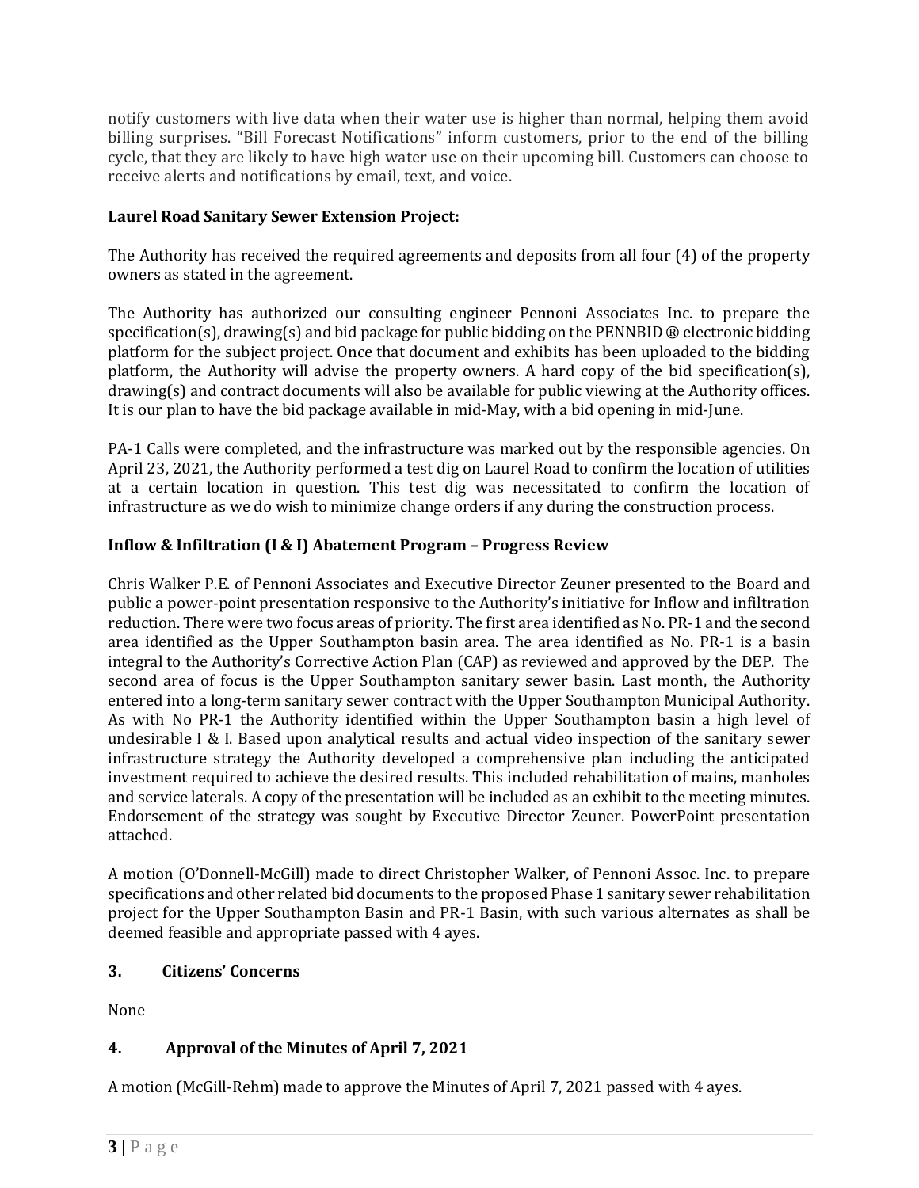notify customers with live data when their water use is higher than normal, helping them avoid billing surprises. "Bill Forecast Notifications" inform customers, prior to the end of the billing cycle, that they are likely to have high water use on their upcoming bill. Customers can choose to receive alerts and notifications by email, text, and voice.

**Laurel Road Sanitary Sewer Extension Project:**

The Authority has received the required agreements and deposits from all four (4) of the property owners as stated in the agreement.

The Authority has authorized our consulting engineer Pennoni Associates Inc. to prepare the specification(s), drawing(s) and bid package for public bidding on the PENNBID ® electronic bidding platform for the subject project. Once that document and exhibits has been uploaded to the bidding platform, the Authority will advise the property owners. A hard copy of the bid specification(s), drawing(s) and contract documents will also be available for public viewing at the Authority offices. It is our plan to have the bid package available in mid-May, with a bid opening in mid-June.

PA-1 Calls were completed, and the infrastructure was marked out by the responsible agencies. On April 23, 2021, the Authority performed a test dig on Laurel Road to confirm the location of utilities at a certain location in question. This test dig was necessitated to confirm the location of infrastructure as we do wish to minimize change orders if any during the construction process.

**Inflow & Infiltration (I & I) Abatement Program – Progress Review**

Chris Walker P.E. of Pennoni Associates and Executive Director Zeuner presented to the Board and public a power-point presentation responsive to the Authority's initiative for Inflow and infiltration reduction. There were two focus areas of priority. The first area identified as No. PR-1 and the second area identified as the Upper Southampton basin area. The area identified as No. PR-1 is a basin integral to the Authority's Corrective Action Plan (CAP) as reviewed and approved by the DEP. The second area of focus is the Upper Southampton sanitary sewer basin. Last month, the Authority entered into a long-term sanitary sewer contract with the Upper Southampton Municipal Authority. As with No PR-1 the Authority identified within the Upper Southampton basin a high level of undesirable I & I. Based upon analytical results and actual video inspection of the sanitary sewer infrastructure strategy the Authority developed a comprehensive plan including the anticipated investment required to achieve the desired results. This included rehabilitation of mains, manholes and service laterals. A copy of the presentation will be included as an exhibit to the meeting minutes. Endorsement of the strategy was sought by Executive Director Zeuner. PowerPoint presentation attached.

A motion (O'Donnell-McGill) made to direct Christopher Walker, of Pennoni Assoc. Inc. to prepare specifications and other related bid documents to the proposed Phase 1 sanitary sewer rehabilitation project for the Upper Southampton Basin and PR-1 Basin, with such various alternates as shall be deemed feasible and appropriate passed with 4 ayes.

## 3. Citizens' Concerns

None

## 4. Approval of the Minutes of April 7, 2021

A motion (McGill-Rehm) made to approve the Minutes of April 7, 2021 passed with 4 ayes.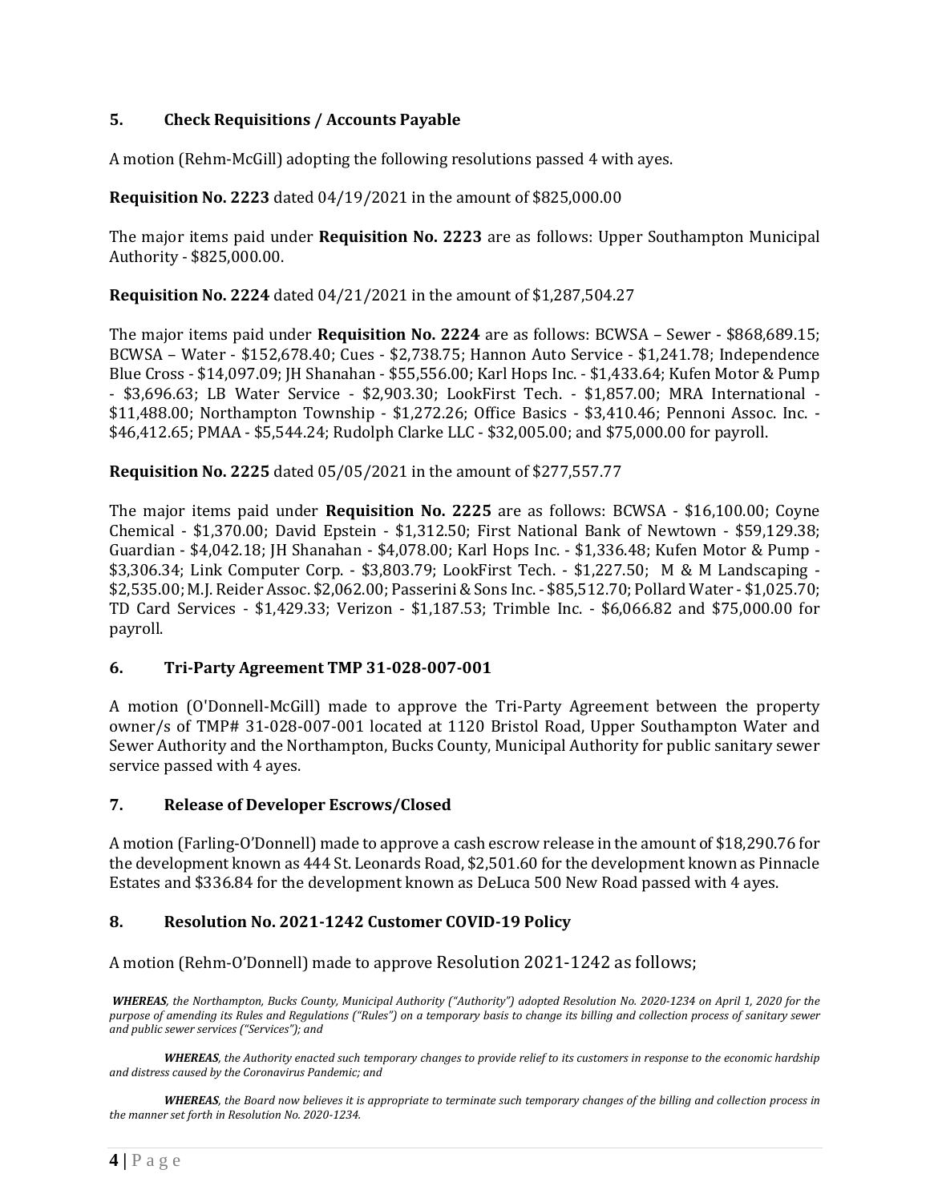## 5. Check Requisitions / Accounts Payable

A motion (Rehm-McGill) adopting the following resolutions passed 4 with ayes.

**Requisition No. 2223** dated 04/19/2021 in the amount of $825,000.00

The major items paid under **Requisition No. 2223** are as follows: Upper Southampton Municipal Authority - $825,000.00.

**Requisition No. 2224** dated 04/21/2021 in the amount of $1,287,504.27

The major items paid under **Requisition No. 2224** are as follows: BCWSA – Sewer - $868,689.15; BCWSA – Water - $152,678.40; Cues - $2,738.75; Hannon Auto Service - $1,241.78; Independence Blue Cross - $14,097.09; JH Shanahan - $55,556.00; Karl Hops Inc. - $1,433.64; Kufen Motor & Pump - $3,696.63; LB Water Service - $2,903.30; LookFirst Tech. - $1,857.00; MRA International - $11,488.00; Northampton Township - $1,272.26; Office Basics - $3,410.46; Pennoni Assoc. Inc. - $46,412.65; PMAA - $5,544.24; Rudolph Clarke LLC - $32,005.00; and $75,000.00 for payroll.

**Requisition No. 2225** dated 05/05/2021 in the amount of $277,557.77

The major items paid under **Requisition No. 2225** are as follows: BCWSA - $16,100.00; Coyne Chemical - $1,370.00; David Epstein - $1,312.50; First National Bank of Newtown - $59,129.38; Guardian - $4,042.18; JH Shanahan - $4,078.00; Karl Hops Inc. - $1,336.48; Kufen Motor & Pump - $3,306.34; Link Computer Corp. - $3,803.79; LookFirst Tech. - $1,227.50; M & M Landscaping - $2,535.00; M.J. Reider Assoc. $2,062.00; Passerini & Sons Inc. - $85,512.70; Pollard Water - $1,025.70; TD Card Services - $1,429.33; Verizon - $1,187.53; Trimble Inc. - $6,066.82 and $75,000.00 for payroll.

## 6. Tri-Party Agreement TMP 31-028-007-001

A motion (O'Donnell-McGill) made to approve the Tri-Party Agreement between the property owner/s of TMP# 31-028-007-001 located at 1120 Bristol Road, Upper Southampton Water and Sewer Authority and the Northampton, Bucks County, Municipal Authority for public sanitary sewer service passed with 4 ayes.

## 7. Release of Developer Escrows/Closed

A motion (Farling-O'Donnell) made to approve a cash escrow release in the amount of $18,290.76 for the development known as 444 St. Leonards Road, $2,501.60 for the development known as Pinnacle Estates and $336.84 for the development known as DeLuca 500 New Road passed with 4 ayes.

## 8. Resolution No. 2021-1242 Customer COVID-19 Policy

A motion (Rehm-O'Donnell) made to approve Resolution 2021-1242 as follows;

***WHEREAS**, the Northampton, Bucks County, Municipal Authority ("Authority") adopted Resolution No. 2020-1234 on April 1, 2020 for the purpose of amending its Rules and Regulations ("Rules") on a temporary basis to change its billing and collection process of sanitary sewer and public sewer services ("Services"); and*

***WHEREAS**, the Authority enacted such temporary changes to provide relief to its customers in response to the economic hardship and distress caused by the Coronavirus Pandemic; and*

***WHEREAS**, the Board now believes it is appropriate to terminate such temporary changes of the billing and collection process in the manner set forth in Resolution No. 2020-1234.*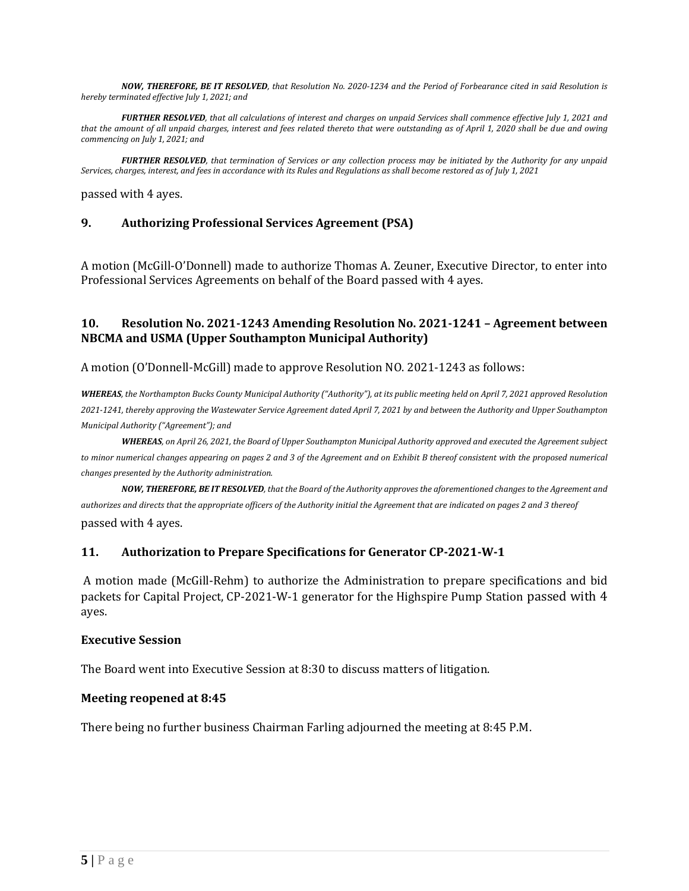***NOW, THEREFORE, BE IT RESOLVED**, that Resolution No. 2020-1234 and the Period of Forbearance cited in said Resolution is hereby terminated effective July 1, 2021; and*

***FURTHER RESOLVED**, that all calculations of interest and charges on unpaid Services shall commence effective July 1, 2021 and that the amount of all unpaid charges, interest and fees related thereto that were outstanding as of April 1, 2020 shall be due and owing commencing on July 1, 2021; and*

***FURTHER RESOLVED**, that termination of Services or any collection process may be initiated by the Authority for any unpaid Services, charges, interest, and fees in accordance with its Rules and Regulations as shall become restored as of July 1, 2021*

passed with 4 ayes.

## 9. Authorizing Professional Services Agreement (PSA)

A motion (McGill-O'Donnell) made to authorize Thomas A. Zeuner, Executive Director, to enter into Professional Services Agreements on behalf of the Board passed with 4 ayes.

## 10. Resolution No. 2021-1243 Amending Resolution No. 2021-1241 – Agreement between NBCMA and USMA (Upper Southampton Municipal Authority)

A motion (O'Donnell-McGill) made to approve Resolution NO. 2021-1243 as follows:

***WHEREAS**, the Northampton Bucks County Municipal Authority ("Authority"), at its public meeting held on April 7, 2021 approved Resolution 2021-1241, thereby approving the Wastewater Service Agreement dated April 7, 2021 by and between the Authority and Upper Southampton Municipal Authority ("Agreement"); and*

***WHEREAS**, on April 26, 2021, the Board of Upper Southampton Municipal Authority approved and executed the Agreement subject to minor numerical changes appearing on pages 2 and 3 of the Agreement and on Exhibit B thereof consistent with the proposed numerical changes presented by the Authority administration.*

***NOW, THEREFORE, BE IT RESOLVED**, that the Board of the Authority approves the aforementioned changes to the Agreement and authorizes and directs that the appropriate officers of the Authority initial the Agreement that are indicated on pages 2 and 3 thereof*

passed with 4 ayes.

## 11. Authorization to Prepare Specifications for Generator CP-2021-W-1

A motion made (McGill-Rehm) to authorize the Administration to prepare specifications and bid packets for Capital Project, CP-2021-W-1 generator for the Highspire Pump Station passed with 4 ayes.

### Executive Session

The Board went into Executive Session at 8:30 to discuss matters of litigation.

### Meeting reopened at 8:45

There being no further business Chairman Farling adjourned the meeting at 8:45 P.M.